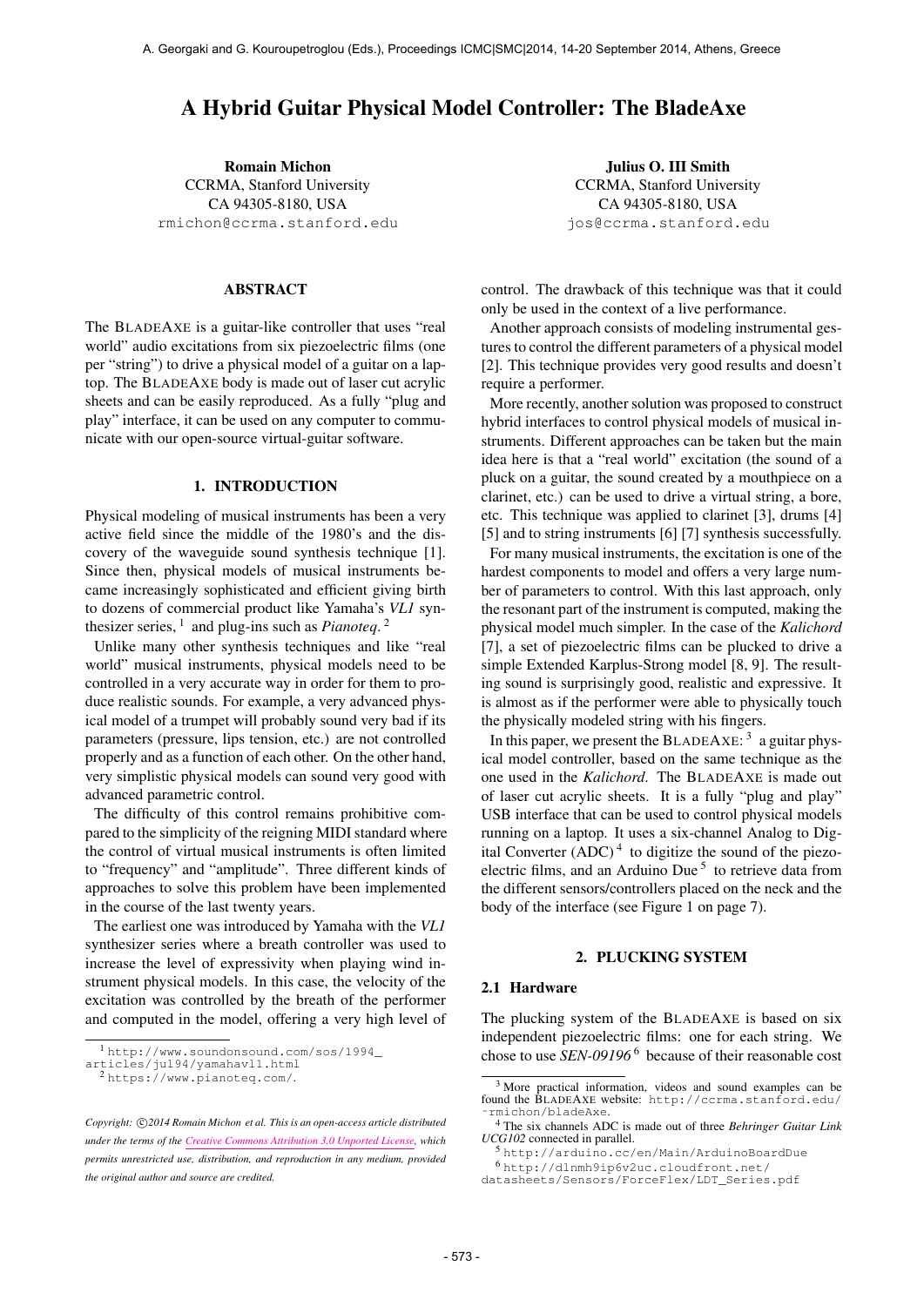# A Hybrid Guitar Physical Model Controller: The BladeAxe

**Romain Michon**
CCRMA, Stanford University
CA 94305-8180, USA
rmichon@ccrma.stanford.edu

**Julius O. III Smith**
CCRMA, Stanford University
CA 94305-8180, USA
jos@ccrma.stanford.edu

## ABSTRACT

The BLADEAXE is a guitar-like controller that uses "real world" audio excitations from six piezoelectric films (one per "string") to drive a physical model of a guitar on a laptop. The BLADEAXE body is made out of laser cut acrylic sheets and can be easily reproduced. As a fully "plug and play" interface, it can be used on any computer to communicate with our open-source virtual-guitar software.

## 1. INTRODUCTION

Physical modeling of musical instruments has been a very active field since the middle of the 1980's and the discovery of the waveguide sound synthesis technique [1]. Since then, physical models of musical instruments became increasingly sophisticated and efficient giving birth to dozens of commercial product like Yamaha's *VL1* synthesizer series, [1] and plug-ins such as *Pianoteq*. [2]

Unlike many other synthesis techniques and like "real world" musical instruments, physical models need to be controlled in a very accurate way in order for them to produce realistic sounds. For example, a very advanced physical model of a trumpet will probably sound very bad if its parameters (pressure, lips tension, etc.) are not controlled properly and as a function of each other. On the other hand, very simplistic physical models can sound very good with advanced parametric control.

The difficulty of this control remains prohibitive compared to the simplicity of the reigning MIDI standard where the control of virtual musical instruments is often limited to "frequency" and "amplitude". Three different kinds of approaches to solve this problem have been implemented in the course of the last twenty years.

The earliest one was introduced by Yamaha with the *VL1* synthesizer series where a breath controller was used to increase the level of expressivity when playing wind instrument physical models. In this case, the velocity of the excitation was controlled by the breath of the performer and computed in the model, offering a very high level of control. The drawback of this technique was that it could only be used in the context of a live performance.

Another approach consists of modeling instrumental gestures to control the different parameters of a physical model [2]. This technique provides very good results and doesn't require a performer.

More recently, another solution was proposed to construct hybrid interfaces to control physical models of musical instruments. Different approaches can be taken but the main idea here is that a "real world" excitation (the sound of a pluck on a guitar, the sound created by a mouthpiece on a clarinet, etc.) can be used to drive a virtual string, a bore, etc. This technique was applied to clarinet [3], drums [4] [5] and to string instruments [6] [7] synthesis successfully.

For many musical instruments, the excitation is one of the hardest components to model and offers a very large number of parameters to control. With this last approach, only the resonant part of the instrument is computed, making the physical model much simpler. In the case of the *Kalichord* [7], a set of piezoelectric films can be plucked to drive a simple Extended Karplus-Strong model [8, 9]. The resulting sound is surprisingly good, realistic and expressive. It is almost as if the performer were able to physically touch the physically modeled string with his fingers.

In this paper, we present the BLADEAXE: [3] a guitar physical model controller, based on the same technique as the one used in the *Kalichord*. The BLADEAXE is made out of laser cut acrylic sheets. It is a fully "plug and play" USB interface that can be used to control physical models running on a laptop. It uses a six-channel Analog to Digital Converter (ADC) [4] to digitize the sound of the piezoelectric films, and an Arduino Due [5] to retrieve data from the different sensors/controllers placed on the neck and the body of the interface (see Figure 1 on page 7).

## 2. PLUCKING SYSTEM

### 2.1 Hardware

The plucking system of the BLADEAXE is based on six independent piezoelectric films: one for each string. We chose to use *SEN-09196* [6] because of their reasonable cost

---

[1] http://www.soundonsound.com/sos/1994_articles/jul94/yamahavl1.html

[2] https://www.pianoteq.com/.

[3] More practical information, videos and sound examples can be found the BLADEAXE website: http://ccrma.stanford.edu/~rmichon/bladeAxe.

[4] The six channels ADC is made out of three *Behringer Guitar Link UCG102* connected in parallel.

[5] http://arduino.cc/en/Main/ArduinoBoardDue

[6] http://d1nmh9ip6v2uc.cloudfront.net/datasheets/Sensors/ForceFlex/LDT_Series.pdf

*Copyright: ©2014 Romain Michon et al. This is an open-access article distributed under the terms of the Creative Commons Attribution 3.0 Unported License, which permits unrestricted use, distribution, and reproduction in any medium, provided the original author and source are credited.*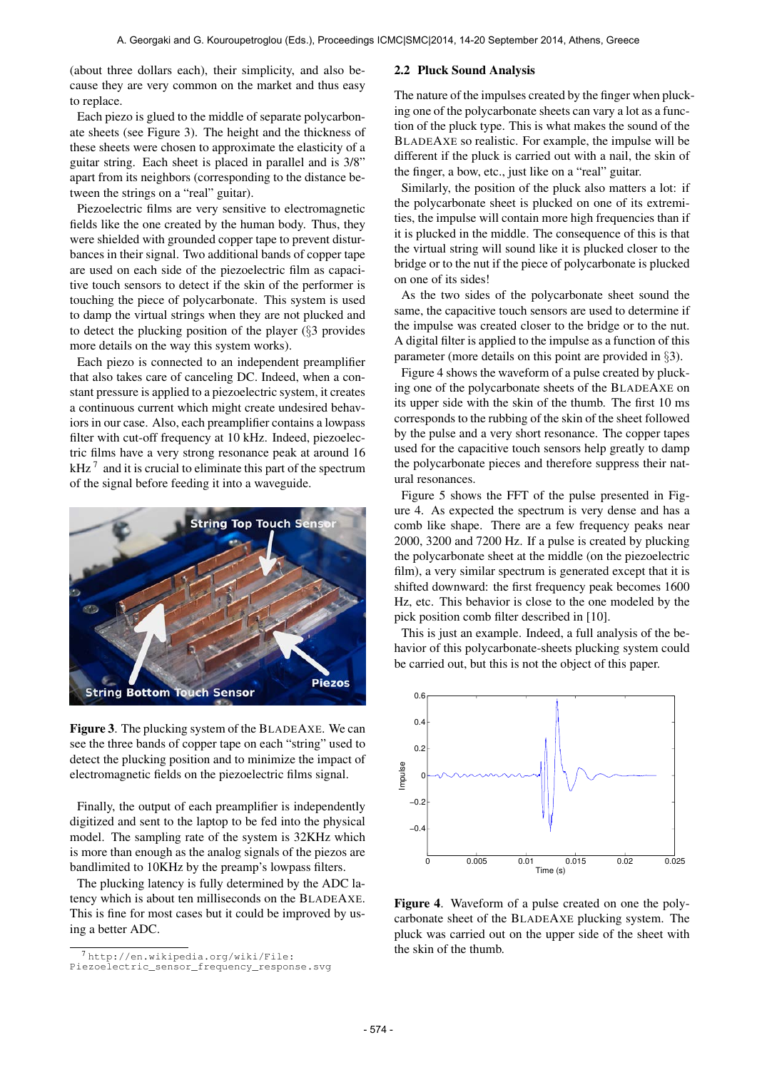(about three dollars each), their simplicity, and also because they are very common on the market and thus easy to replace.

Each piezo is glued to the middle of separate polycarbonate sheets (see Figure 3). The height and the thickness of these sheets were chosen to approximate the elasticity of a guitar string. Each sheet is placed in parallel and is 3/8" apart from its neighbors (corresponding to the distance between the strings on a "real" guitar).

Piezoelectric films are very sensitive to electromagnetic fields like the one created by the human body. Thus, they were shielded with grounded copper tape to prevent disturbances in their signal. Two additional bands of copper tape are used on each side of the piezoelectric film as capacitive touch sensors to detect if the skin of the performer is touching the piece of polycarbonate. This system is used to damp the virtual strings when they are not plucked and to detect the plucking position of the player (§3 provides more details on the way this system works).

Each piezo is connected to an independent preamplifier that also takes care of canceling DC. Indeed, when a constant pressure is applied to a piezoelectric system, it creates a continuous current which might create undesired behaviors in our case. Also, each preamplifier contains a lowpass filter with cut-off frequency at 10 kHz. Indeed, piezoelectric films have a very strong resonance peak at around 16 kHz [7] and it is crucial to eliminate this part of the spectrum of the signal before feeding it into a waveguide.

**Figure 3**. The plucking system of the BLADEAXE. We can see the three bands of copper tape on each "string" used to detect the plucking position and to minimize the impact of electromagnetic fields on the piezoelectric films signal.

Finally, the output of each preamplifier is independently digitized and sent to the laptop to be fed into the physical model. The sampling rate of the system is 32KHz which is more than enough as the analog signals of the piezos are bandlimited to 10KHz by the preamp's lowpass filters.

The plucking latency is fully determined by the ADC latency which is about ten milliseconds on the BLADEAXE. This is fine for most cases but it could be improved by using a better ADC.

[7] http://en.wikipedia.org/wiki/File:Piezoelectric_sensor_frequency_response.svg

### 2.2 Pluck Sound Analysis

The nature of the impulses created by the finger when plucking one of the polycarbonate sheets can vary a lot as a function of the pluck type. This is what makes the sound of the BLADEAXE so realistic. For example, the impulse will be different if the pluck is carried out with a nail, the skin of the finger, a bow, etc., just like on a "real" guitar.

Similarly, the position of the pluck also matters a lot: if the polycarbonate sheet is plucked on one of its extremities, the impulse will contain more high frequencies than if it is plucked in the middle. The consequence of this is that the virtual string will sound like it is plucked closer to the bridge or to the nut if the piece of polycarbonate is plucked on one of its sides!

As the two sides of the polycarbonate sheet sound the same, the capacitive touch sensors are used to determine if the impulse was created closer to the bridge or to the nut. A digital filter is applied to the impulse as a function of this parameter (more details on this point are provided in §3).

Figure 4 shows the waveform of a pulse created by plucking one of the polycarbonate sheets of the BLADEAXE on its upper side with the skin of the thumb. The first 10 ms corresponds to the rubbing of the skin of the sheet followed by the pulse and a very short resonance. The copper tapes used for the capacitive touch sensors help greatly to damp the polycarbonate pieces and therefore suppress their natural resonances.

Figure 5 shows the FFT of the pulse presented in Figure 4. As expected the spectrum is very dense and has a comb like shape. There are a few frequency peaks near 2000, 3200 and 7200 Hz. If a pulse is created by plucking the polycarbonate sheet at the middle (on the piezoelectric film), a very similar spectrum is generated except that it is shifted downward: the first frequency peak becomes 1600 Hz, etc. This behavior is close to the one modeled by the pick position comb filter described in [10].

This is just an example. Indeed, a full analysis of the behavior of this polycarbonate-sheets plucking system could be carried out, but this is not the object of this paper.

**Figure 4**. Waveform of a pulse created on one the polycarbonate sheet of the BLADEAXE plucking system. The pluck was carried out on the upper side of the sheet with the skin of the thumb.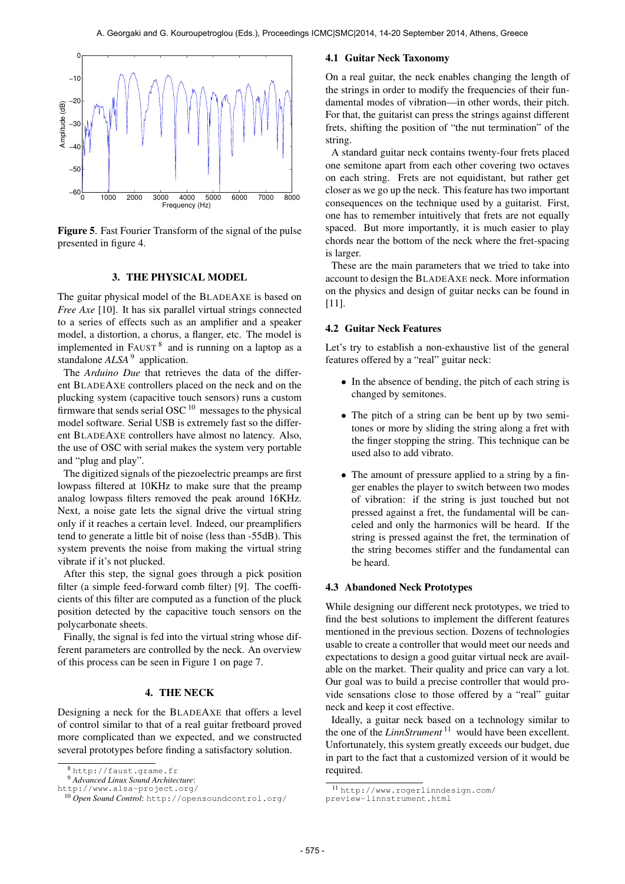Figure 5. Fast Fourier Transform of the signal of the pulse presented in figure 4.

## 3. THE PHYSICAL MODEL

The guitar physical model of the BLADEAXE is based on *Free Axe* [10]. It has six parallel virtual strings connected to a series of effects such as an amplifier and a speaker model, a distortion, a chorus, a flanger, etc. The model is implemented in FAUST [8] and is running on a laptop as a standalone *ALSA* [9] application.

The *Arduino Due* that retrieves the data of the different BLADEAXE controllers placed on the neck and on the plucking system (capacitive touch sensors) runs a custom firmware that sends serial OSC [10] messages to the physical model software. Serial USB is extremely fast so the different BLADEAXE controllers have almost no latency. Also, the use of OSC with serial makes the system very portable and "plug and play".

The digitized signals of the piezoelectric preamps are first lowpass filtered at 10KHz to make sure that the preamp analog lowpass filters removed the peak around 16KHz. Next, a noise gate lets the signal drive the virtual string only if it reaches a certain level. Indeed, our preamplifiers tend to generate a little bit of noise (less than -55dB). This system prevents the noise from making the virtual string vibrate if it's not plucked.

After this step, the signal goes through a pick position filter (a simple feed-forward comb filter) [9]. The coefficients of this filter are computed as a function of the pluck position detected by the capacitive touch sensors on the polycarbonate sheets.

Finally, the signal is fed into the virtual string whose different parameters are controlled by the neck. An overview of this process can be seen in Figure 1 on page 7.

## 4. THE NECK

Designing a neck for the BLADEAXE that offers a level of control similar to that of a real guitar fretboard proved more complicated than we expected, and we constructed several prototypes before finding a satisfactory solution.

### 4.1 Guitar Neck Taxonomy

On a real guitar, the neck enables changing the length of the strings in order to modify the frequencies of their fundamental modes of vibration—in other words, their pitch. For that, the guitarist can press the strings against different frets, shifting the position of "the nut termination" of the string.

A standard guitar neck contains twenty-four frets placed one semitone apart from each other covering two octaves on each string. Frets are not equidistant, but rather get closer as we go up the neck. This feature has two important consequences on the technique used by a guitarist. First, one has to remember intuitively that frets are not equally spaced. But more importantly, it is much easier to play chords near the bottom of the neck where the fret-spacing is larger.

These are the main parameters that we tried to take into account to design the BLADEAXE neck. More information on the physics and design of guitar necks can be found in [11].

### 4.2 Guitar Neck Features

Let's try to establish a non-exhaustive list of the general features offered by a "real" guitar neck:

- In the absence of bending, the pitch of each string is changed by semitones.
- The pitch of a string can be bent up by two semitones or more by sliding the string along a fret with the finger stopping the string. This technique can be used also to add vibrato.
- The amount of pressure applied to a string by a finger enables the player to switch between two modes of vibration: if the string is just touched but not pressed against a fret, the fundamental will be canceled and only the harmonics will be heard. If the string is pressed against the fret, the termination of the string becomes stiffer and the fundamental can be heard.

### 4.3 Abandoned Neck Prototypes

While designing our different neck prototypes, we tried to find the best solutions to implement the different features mentioned in the previous section. Dozens of technologies usable to create a controller that would meet our needs and expectations to design a good guitar virtual neck are available on the market. Their quality and price can vary a lot. Our goal was to build a precise controller that would provide sensations close to those offered by a "real" guitar neck and keep it cost effective.

Ideally, a guitar neck based on a technology similar to the one of the *LinnStrument* [11] would have been excellent. Unfortunately, this system greatly exceeds our budget, due in part to the fact that a customized version of it would be required.

---

[8] http://faust.grame.fr

[9] *Advanced Linux Sound Architecture*: http://www.alsa-project.org/

[10] *Open Sound Control*: http://opensoundcontrol.org/

[11] http://www.rogerlinndesign.com/preview-linnstrument.html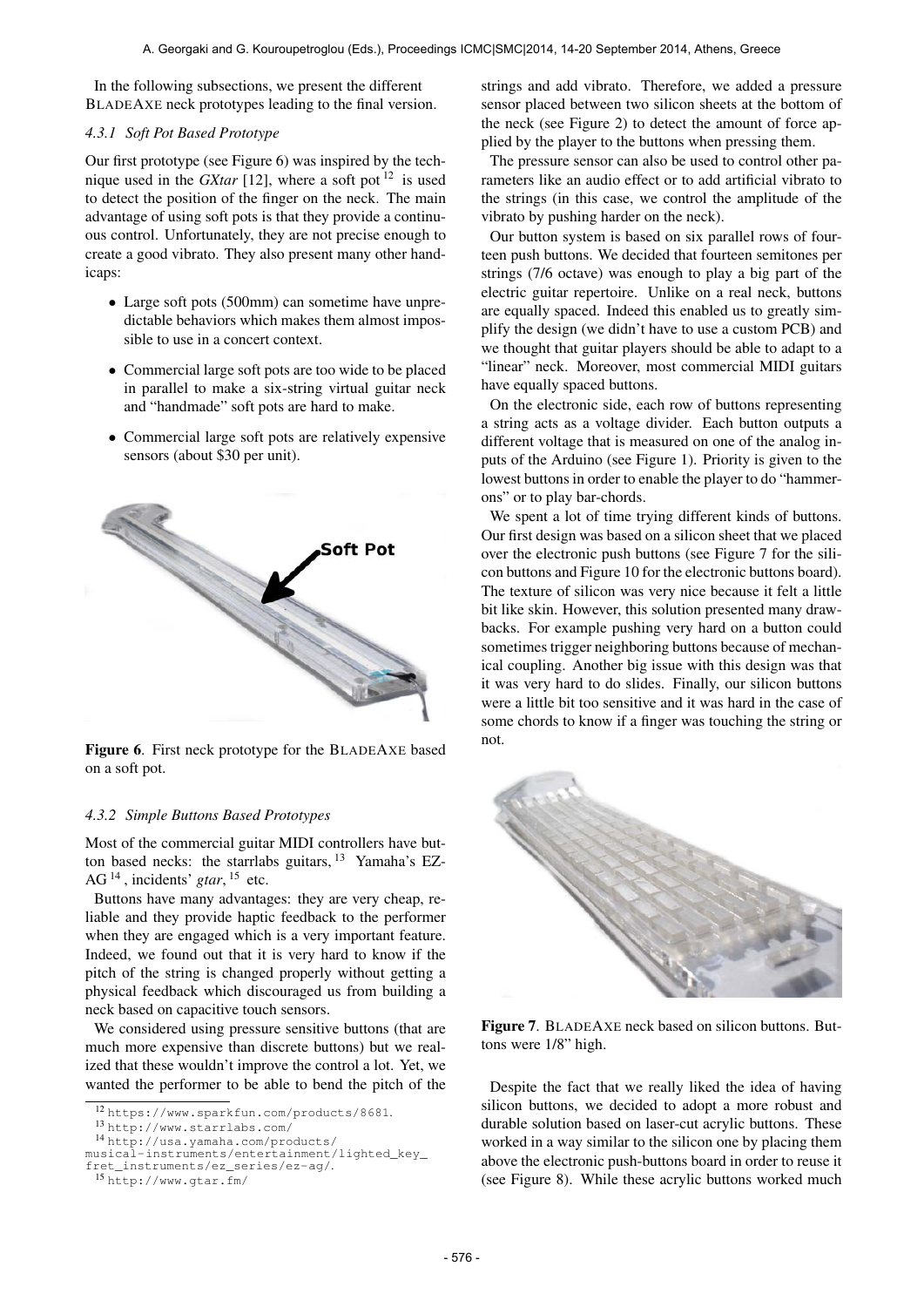In the following subsections, we present the different BLADEAXE neck prototypes leading to the final version.

#### 4.3.1 Soft Pot Based Prototype

Our first prototype (see Figure 6) was inspired by the technique used in the *GXtar* [12], where a soft pot [12] is used to detect the position of the finger on the neck. The main advantage of using soft pots is that they provide a continuous control. Unfortunately, they are not precise enough to create a good vibrato. They also present many other handicaps:

- Large soft pots (500mm) can sometime have unpredictable behaviors which makes them almost impossible to use in a concert context.
- Commercial large soft pots are too wide to be placed in parallel to make a six-string virtual guitar neck and "handmade" soft pots are hard to make.
- Commercial large soft pots are relatively expensive sensors (about $30 per unit).

**Figure 6**. First neck prototype for the BLADEAXE based on a soft pot.

#### 4.3.2 Simple Buttons Based Prototypes

Most of the commercial guitar MIDI controllers have button based necks: the starrlabs guitars, [13] Yamaha's EZ-AG [14] , incidents' *gtar*, [15] etc.

Buttons have many advantages: they are very cheap, reliable and they provide haptic feedback to the performer when they are engaged which is a very important feature. Indeed, we found out that it is very hard to know if the pitch of the string is changed properly without getting a physical feedback which discouraged us from building a neck based on capacitive touch sensors.

We considered using pressure sensitive buttons (that are much more expensive than discrete buttons) but we realized that these wouldn't improve the control a lot. Yet, we wanted the performer to be able to bend the pitch of the strings and add vibrato. Therefore, we added a pressure sensor placed between two silicon sheets at the bottom of the neck (see Figure 2) to detect the amount of force applied by the player to the buttons when pressing them.

The pressure sensor can also be used to control other parameters like an audio effect or to add artificial vibrato to the strings (in this case, we control the amplitude of the vibrato by pushing harder on the neck).

Our button system is based on six parallel rows of fourteen push buttons. We decided that fourteen semitones per strings (7/6 octave) was enough to play a big part of the electric guitar repertoire. Unlike on a real neck, buttons are equally spaced. Indeed this enabled us to greatly simplify the design (we didn't have to use a custom PCB) and we thought that guitar players should be able to adapt to a "linear" neck. Moreover, most commercial MIDI guitars have equally spaced buttons.

On the electronic side, each row of buttons representing a string acts as a voltage divider. Each button outputs a different voltage that is measured on one of the analog inputs of the Arduino (see Figure 1). Priority is given to the lowest buttons in order to enable the player to do "hammer-ons" or to play bar-chords.

We spent a lot of time trying different kinds of buttons. Our first design was based on a silicon sheet that we placed over the electronic push buttons (see Figure 7 for the silicon buttons and Figure 10 for the electronic buttons board). The texture of silicon was very nice because it felt a little bit like skin. However, this solution presented many drawbacks. For example pushing very hard on a button could sometimes trigger neighboring buttons because of mechanical coupling. Another big issue with this design was that it was very hard to do slides. Finally, our silicon buttons were a little bit too sensitive and it was hard in the case of some chords to know if a finger was touching the string or not.

**Figure 7**. BLADEAXE neck based on silicon buttons. Buttons were 1/8" high.

Despite the fact that we really liked the idea of having silicon buttons, we decided to adopt a more robust and durable solution based on laser-cut acrylic buttons. These worked in a way similar to the silicon one by placing them above the electronic push-buttons board in order to reuse it (see Figure 8). While these acrylic buttons worked much

[12] https://www.sparkfun.com/products/8681.

[13] http://www.starrlabs.com/

[14] http://usa.yamaha.com/products/musical-instruments/entertainment/lighted_key_fret_instruments/ez_series/ez-ag/.

[15] http://www.gtar.fm/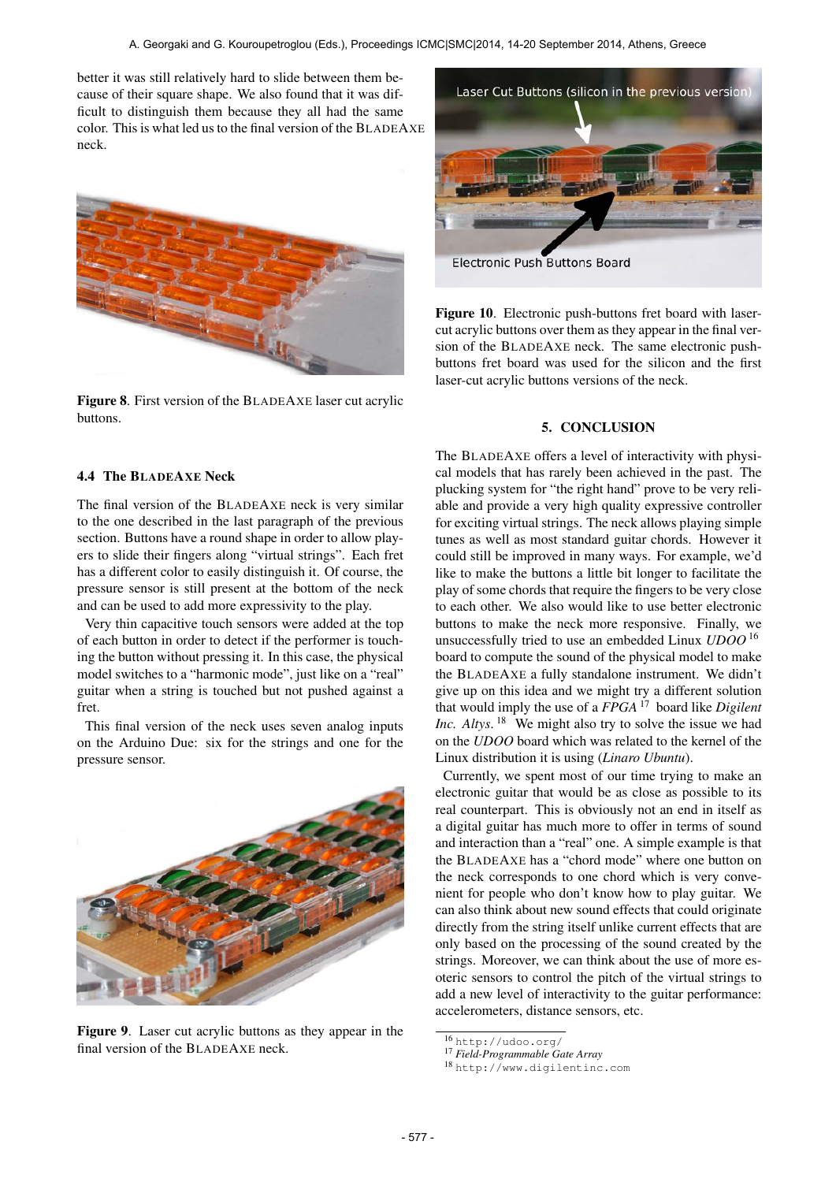better it was still relatively hard to slide between them because of their square shape. We also found that it was difficult to distinguish them because they all had the same color. This is what led us to the final version of the BLADEAXE neck.

**Figure 8**. First version of the BLADEAXE laser cut acrylic buttons.

### 4.4 The BLADEAXE Neck

The final version of the BLADEAXE neck is very similar to the one described in the last paragraph of the previous section. Buttons have a round shape in order to allow players to slide their fingers along "virtual strings". Each fret has a different color to easily distinguish it. Of course, the pressure sensor is still present at the bottom of the neck and can be used to add more expressivity to the play.

Very thin capacitive touch sensors were added at the top of each button in order to detect if the performer is touching the button without pressing it. In this case, the physical model switches to a "harmonic mode", just like on a "real" guitar when a string is touched but not pushed against a fret.

This final version of the neck uses seven analog inputs on the Arduino Due: six for the strings and one for the pressure sensor.

**Figure 9**. Laser cut acrylic buttons as they appear in the final version of the BLADEAXE neck.

**Figure 10**. Electronic push-buttons fret board with laser-cut acrylic buttons over them as they appear in the final version of the BLADEAXE neck. The same electronic push-buttons fret board was used for the silicon and the first laser-cut acrylic buttons versions of the neck.

## 5. CONCLUSION

The BLADEAXE offers a level of interactivity with physical models that has rarely been achieved in the past. The plucking system for "the right hand" prove to be very reliable and provide a very high quality expressive controller for exciting virtual strings. The neck allows playing simple tunes as well as most standard guitar chords. However it could still be improved in many ways. For example, we'd like to make the buttons a little bit longer to facilitate the play of some chords that require the fingers to be very close to each other. We also would like to use better electronic buttons to make the neck more responsive. Finally, we unsuccessfully tried to use an embedded Linux *UDOO* [16] board to compute the sound of the physical model to make the BLADEAXE a fully standalone instrument. We didn't give up on this idea and we might try a different solution that would imply the use of a *FPGA* [17] board like *Digilent Inc. Altys*. [18] We might also try to solve the issue we had on the *UDOO* board which was related to the kernel of the Linux distribution it is using (*Linaro Ubuntu*).

Currently, we spent most of our time trying to make an electronic guitar that would be as close as possible to its real counterpart. This is obviously not an end in itself as a digital guitar has much more to offer in terms of sound and interaction than a "real" one. A simple example is that the BLADEAXE has a "chord mode" where one button on the neck corresponds to one chord which is very convenient for people who don't know how to play guitar. We can also think about new sound effects that could originate directly from the string itself unlike current effects that are only based on the processing of the sound created by the strings. Moreover, we can think about the use of more esoteric sensors to control the pitch of the virtual strings to add a new level of interactivity to the guitar performance: accelerometers, distance sensors, etc.

---

[16] http://udoo.org/

[17] *Field-Programmable Gate Array*

[18] http://www.digilentinc.com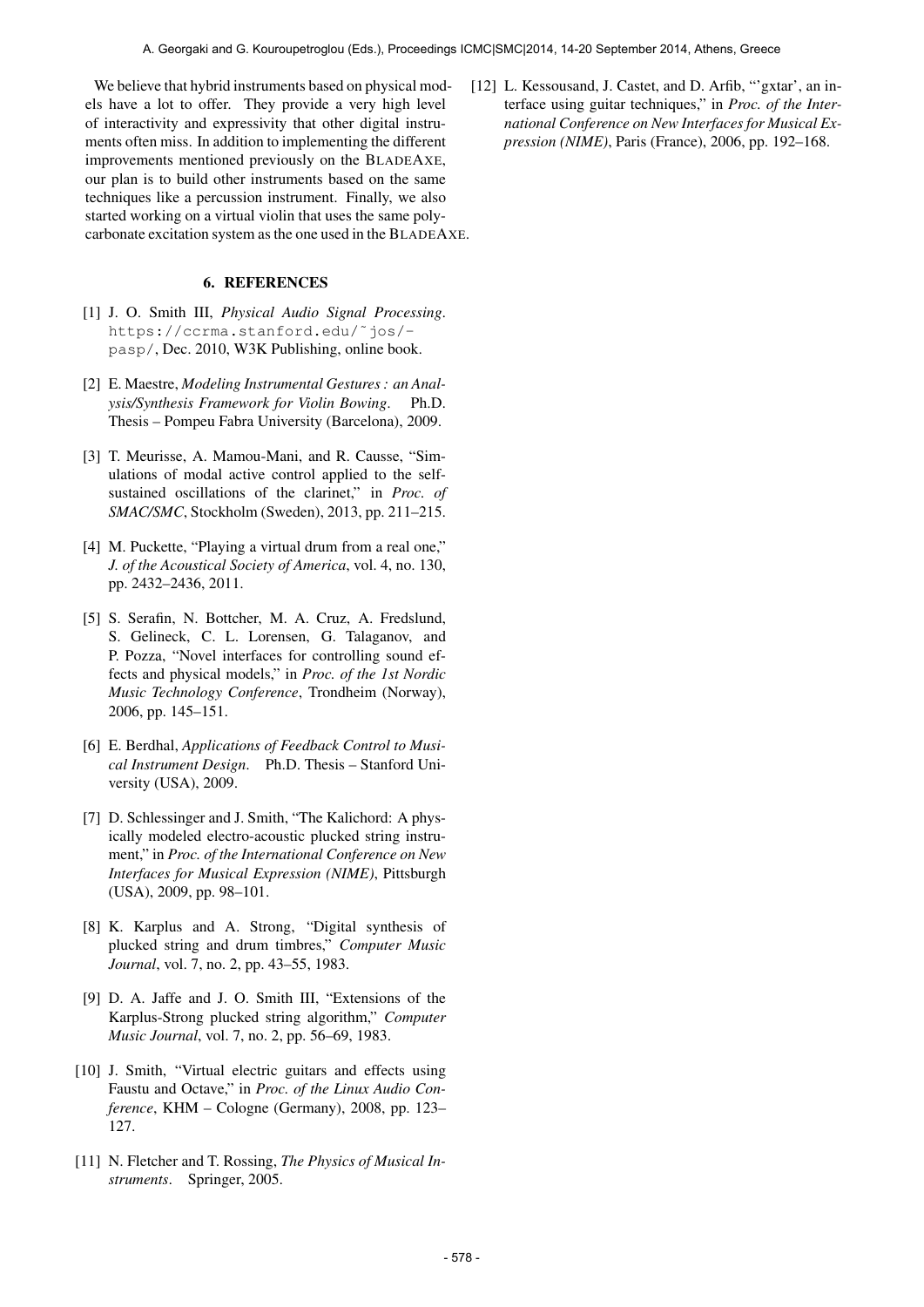We believe that hybrid instruments based on physical models have a lot to offer. They provide a very high level of interactivity and expressivity that other digital instruments often miss. In addition to implementing the different improvements mentioned previously on the BLADEAXE, our plan is to build other instruments based on the same techniques like a percussion instrument. Finally, we also started working on a virtual violin that uses the same polycarbonate excitation system as the one used in the BLADEAXE.

## 6. REFERENCES

[1] J. O. Smith III, *Physical Audio Signal Processing*. https://ccrma.stanford.edu/˜jos/pasp/, Dec. 2010, W3K Publishing, online book.

[2] E. Maestre, *Modeling Instrumental Gestures : an Analysis/Synthesis Framework for Violin Bowing*. Ph.D. Thesis – Pompeu Fabra University (Barcelona), 2009.

[3] T. Meurisse, A. Mamou-Mani, and R. Causse, "Simulations of modal active control applied to the self-sustained oscillations of the clarinet," in *Proc. of SMAC/SMC*, Stockholm (Sweden), 2013, pp. 211–215.

[4] M. Puckette, "Playing a virtual drum from a real one," *J. of the Acoustical Society of America*, vol. 4, no. 130, pp. 2432–2436, 2011.

[5] S. Serafin, N. Bottcher, M. A. Cruz, A. Fredslund, S. Gelineck, C. L. Lorensen, G. Talaganov, and P. Pozza, "Novel interfaces for controlling sound effects and physical models," in *Proc. of the 1st Nordic Music Technology Conference*, Trondheim (Norway), 2006, pp. 145–151.

[6] E. Berdhal, *Applications of Feedback Control to Musical Instrument Design*. Ph.D. Thesis – Stanford University (USA), 2009.

[7] D. Schlessinger and J. Smith, "The Kalichord: A physically modeled electro-acoustic plucked string instrument," in *Proc. of the International Conference on New Interfaces for Musical Expression (NIME)*, Pittsburgh (USA), 2009, pp. 98–101.

[8] K. Karplus and A. Strong, "Digital synthesis of plucked string and drum timbres," *Computer Music Journal*, vol. 7, no. 2, pp. 43–55, 1983.

[9] D. A. Jaffe and J. O. Smith III, "Extensions of the Karplus-Strong plucked string algorithm," *Computer Music Journal*, vol. 7, no. 2, pp. 56–69, 1983.

[10] J. Smith, "Virtual electric guitars and effects using Faustu and Octave," in *Proc. of the Linux Audio Conference*, KHM – Cologne (Germany), 2008, pp. 123–127.

[11] N. Fletcher and T. Rossing, *The Physics of Musical Instruments*. Springer, 2005.

[12] L. Kessousand, J. Castet, and D. Arfib, "'gxtar', an interface using guitar techniques," in *Proc. of the International Conference on New Interfaces for Musical Expression (NIME)*, Paris (France), 2006, pp. 192–168.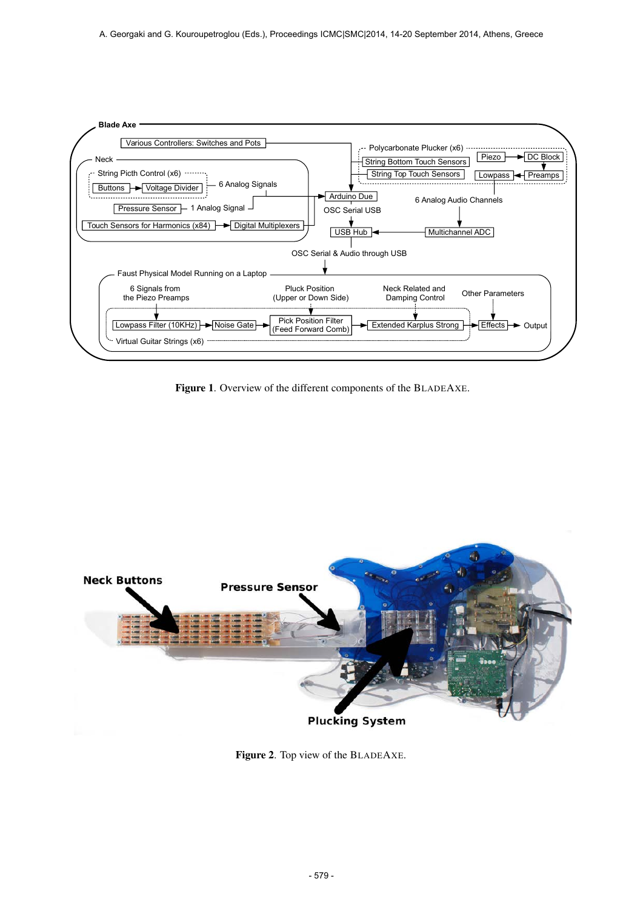Figure 1. Overview of the different components of the BLADEAXE.

Figure 2. Top view of the BLADEAXE.